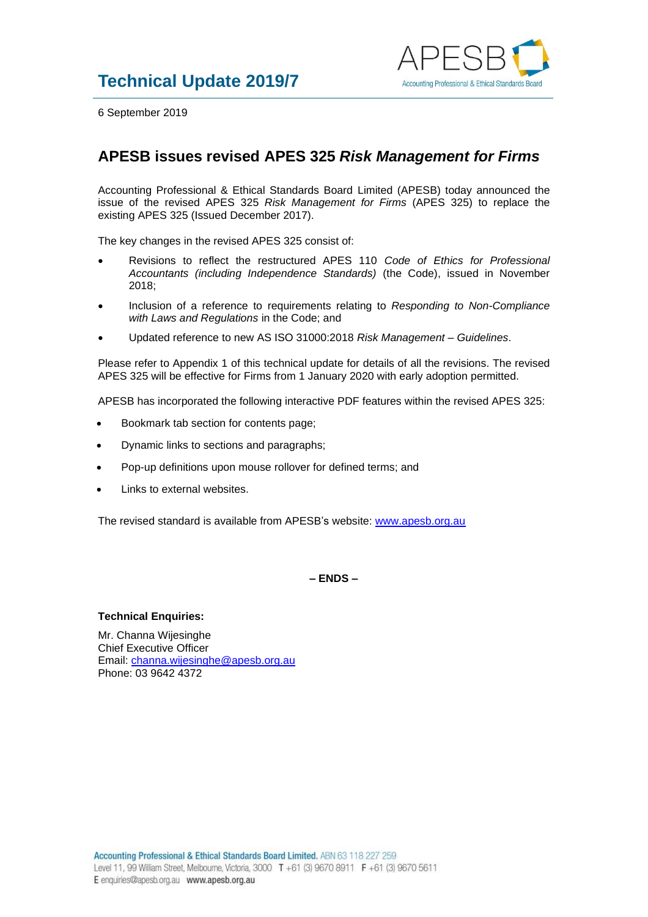# Technical Update 2019/7

6 September 2019

## APESB issues revised APES 325 *Risk Management for Firms*

Accounting Professional & Ethical Standards Board Limited (APESB) today announced the issue of the revised APES 325 *Risk Management for Firms* (APES 325) to replace the existing APES 325 (Issued December 2017).

The key changes in the revised APES 325 consist of:

- Revisions to reflect the restructured APES 110 *Code of Ethics for Professional Accountants (including Independence Standards)* (the Code), issued in November 2018;
- Inclusion of a reference to requirements relating to *Responding to Non-Compliance with Laws and Regulations* in the Code; and
- Updated reference to new AS ISO 31000:2018 *Risk Management – Guidelines*.

Please refer to Appendix 1 of this technical update for details of all the revisions. The revised APES 325 will be effective for Firms from 1 January 2020 with early adoption permitted.

APESB has incorporated the following interactive PDF features within the revised APES 325:

- Bookmark tab section for contents page;
- Dynamic links to sections and paragraphs;
- Pop-up definitions upon mouse rollover for defined terms; and
- Links to external websites.

The revised standard is available from APESB's website: www.apesb.org.au

**– ENDS –**

**Technical Enquiries:**

Mr. Channa Wijesinghe
Chief Executive Officer
Email: channa.wijesinghe@apesb.org.au
Phone: 03 9642 4372

**Accounting Professional & Ethical Standards Board Limited.** ABN 63 118 227 259
Level 11, 99 William Street, Melbourne, Victoria, 3000 T +61 (3) 9670 8911 F +61 (3) 9670 5611
E enquiries@apesb.org.au www.apesb.org.au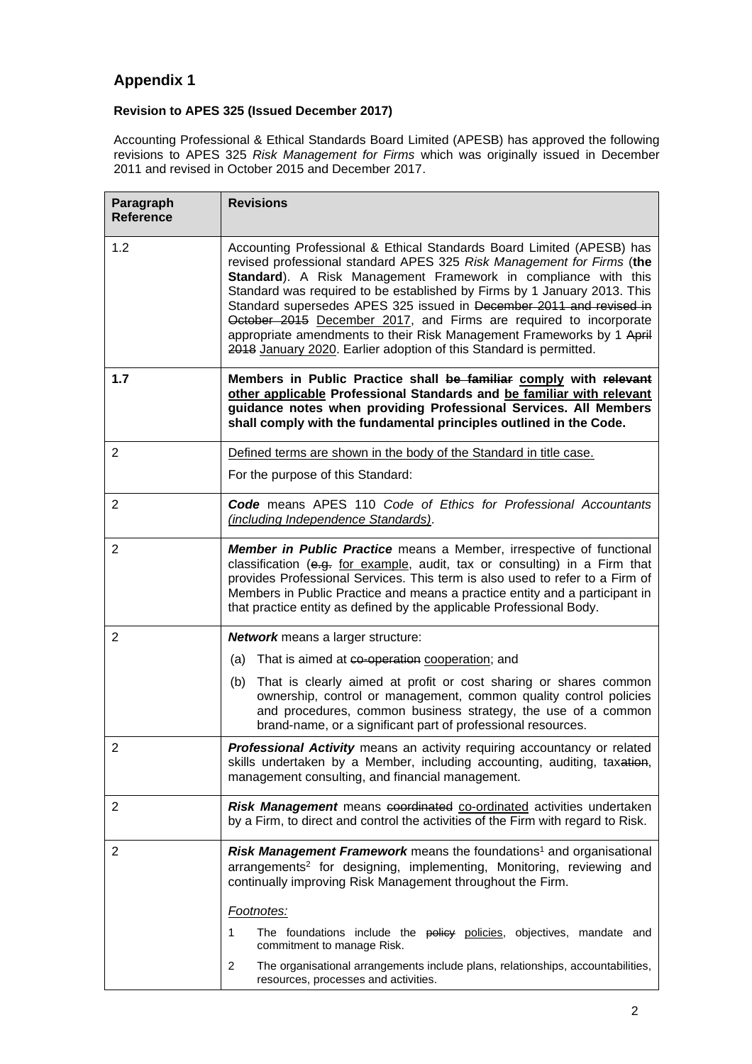# Appendix 1

**Revision to APES 325 (Issued December 2017)**

Accounting Professional & Ethical Standards Board Limited (APESB) has approved the following revisions to APES 325 *Risk Management for Firms* which was originally issued in December 2011 and revised in October 2015 and December 2017.

| Paragraph Reference | Revisions |
|---|---|
| 1.2 | Accounting Professional & Ethical Standards Board Limited (APESB) has revised professional standard APES 325 *Risk Management for Firms* (**the Standard**). A Risk Management Framework in compliance with this Standard was required to be established by Firms by 1 January 2013. This Standard supersedes APES 325 issued in ~~December 2011 and revised in October 2015~~ <u>December 2017</u>, and Firms are required to incorporate appropriate amendments to their Risk Management Frameworks by 1 ~~April 2018~~ <u>January 2020</u>. Earlier adoption of this Standard is permitted. |
| **1.7** | **Members in Public Practice shall ~~be familiar~~ <u>comply</u> with ~~relevant~~ <u>other applicable</u> Professional Standards and <u>be familiar with relevant</u> guidance notes when providing Professional Services. All Members shall comply with the fundamental principles outlined in the Code.** |
| 2 | <u>Defined terms are shown in the body of the Standard in title case.</u><br>For the purpose of this Standard: |
| 2 | ***Code*** means APES 110 *Code of Ethics for Professional Accountants <u>(including Independence Standards)</u>*. |
| 2 | ***Member in Public Practice*** means a Member, irrespective of functional classification (~~e.g.~~ <u>for example</u>, audit, tax or consulting) in a Firm that provides Professional Services. This term is also used to refer to a Firm of Members in Public Practice and means a practice entity and a participant in that practice entity as defined by the applicable Professional Body. |
| 2 | ***Network*** means a larger structure:<br>(a) That is aimed at ~~co-operation~~ <u>cooperation</u>; and<br>(b) That is clearly aimed at profit or cost sharing or shares common ownership, control or management, common quality control policies and procedures, common business strategy, the use of a common brand-name, or a significant part of professional resources. |
| 2 | ***Professional Activity*** means an activity requiring accountancy or related skills undertaken by a Member, including accounting, auditing, tax~~ation~~, management consulting, and financial management. |
| 2 | ***Risk Management*** means ~~coordinated~~ <u>co-ordinated</u> activities undertaken by a Firm, to direct and control the activities of the Firm with regard to Risk. |
| 2 | ***Risk Management Framework*** means the foundations[1] and organisational arrangements[2] for designing, implementing, Monitoring, reviewing and continually improving Risk Management throughout the Firm.<br>*<u>Footnotes:</u>*<br>1 The foundations include the ~~policy~~ <u>policies</u>, objectives, mandate and commitment to manage Risk.<br>2 The organisational arrangements include plans, relationships, accountabilities, resources, processes and activities. |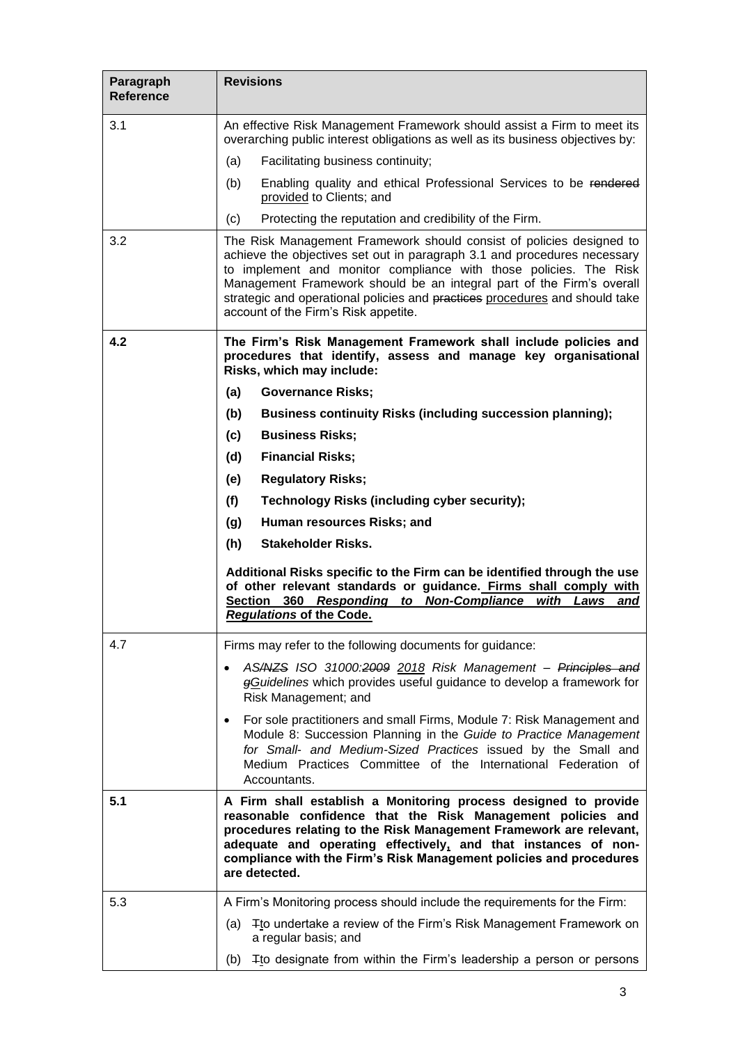| Paragraph Reference | Revisions |
|---|---|
| 3.1 | An effective Risk Management Framework should assist a Firm to meet its overarching public interest obligations as well as its business objectives by:<br>(a) Facilitating business continuity;<br>(b) Enabling quality and ethical Professional Services to be ~~rendered~~ <u>provided</u> to Clients; and<br>(c) Protecting the reputation and credibility of the Firm. |
| 3.2 | The Risk Management Framework should consist of policies designed to achieve the objectives set out in paragraph 3.1 and procedures necessary to implement and monitor compliance with those policies. The Risk Management Framework should be an integral part of the Firm's overall strategic and operational policies and ~~practices~~ <u>procedures</u> and should take account of the Firm's Risk appetite. |
| **4.2** | **The Firm's Risk Management Framework shall include policies and procedures that identify, assess and manage key organisational Risks, which may include:**<br>**(a) Governance Risks;**<br>**(b) Business continuity Risks (including succession planning);**<br>**(c) Business Risks;**<br>**(d) Financial Risks;**<br>**(e) Regulatory Risks;**<br>**(f) Technology Risks (including cyber security);**<br>**(g) Human resources Risks; and**<br>**(h) Stakeholder Risks.**<br>**Additional Risks specific to the Firm can be identified through the use of other relevant standards or guidance.** <u>**Firms shall comply with Section 360 *Responding to Non-Compliance with Laws and Regulations* of the Code.**</u> |
| 4.7 | Firms may refer to the following documents for guidance:<br>• *AS~~/NZS~~ ISO 31000:~~2009~~ <u>2018</u> Risk Management – ~~Principles and g~~<u>G</u>uidelines* which provides useful guidance to develop a framework for Risk Management; and<br>• For sole practitioners and small Firms, Module 7: Risk Management and Module 8: Succession Planning in the *Guide to Practice Management for Small- and Medium-Sized Practices* issued by the Small and Medium Practices Committee of the International Federation of Accountants. |
| **5.1** | **A Firm shall establish a Monitoring process designed to provide reasonable confidence that the Risk Management policies and procedures relating to the Risk Management Framework are relevant, adequate and operating effectively<u>,</u> and that instances of non-compliance with the Firm's Risk Management policies and procedures are detected.** |
| 5.3 | A Firm's Monitoring process should include the requirements for the Firm:<br>(a) ~~T~~<u>t</u>o undertake a review of the Firm's Risk Management Framework on a regular basis; and<br>(b) ~~T~~<u>t</u>o designate from within the Firm's leadership a person or persons |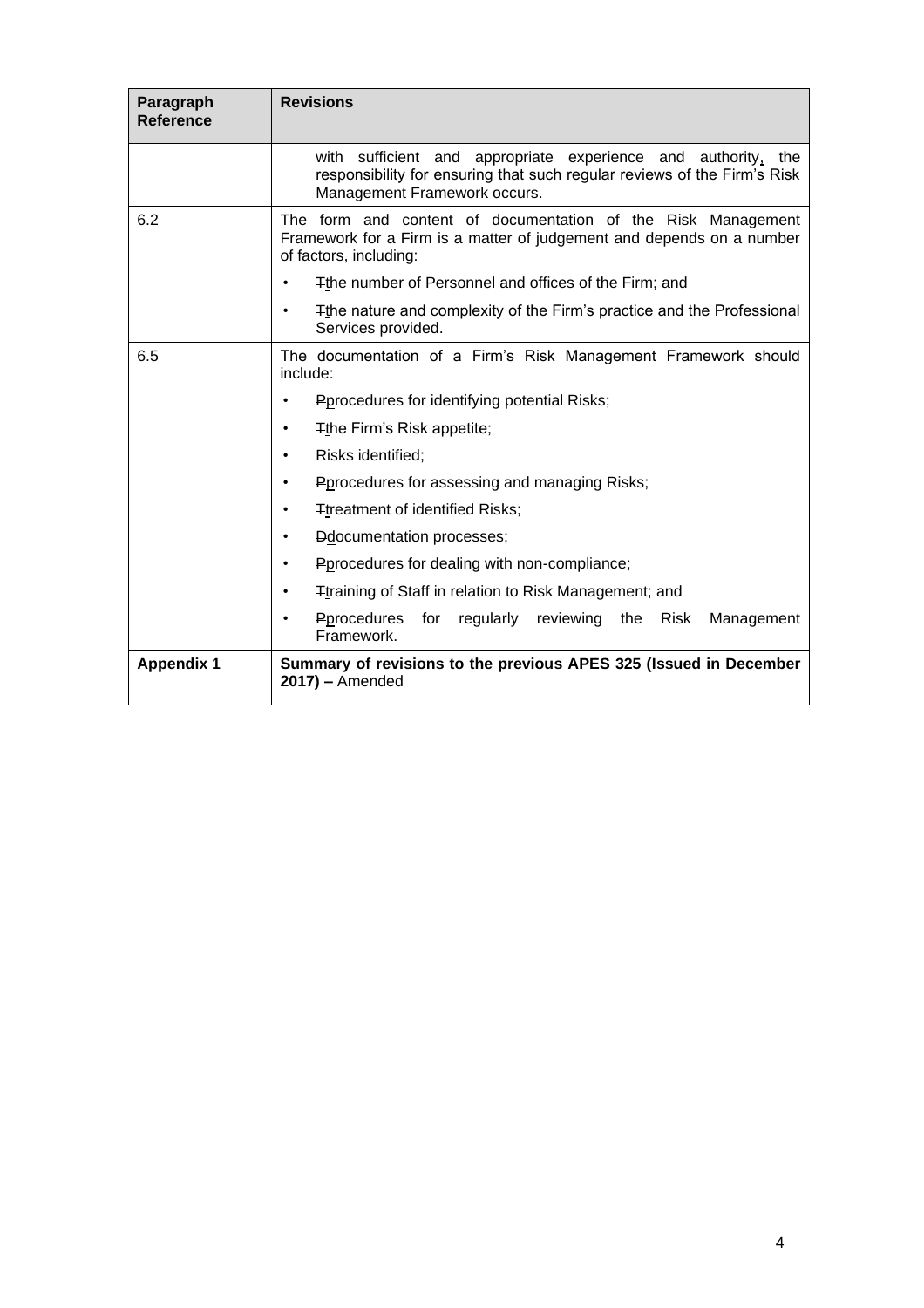| Paragraph Reference | Revisions |
|---|---|
| | with sufficient and appropriate experience and authority, the responsibility for ensuring that such regular reviews of the Firm's Risk Management Framework occurs. |
| 6.2 | The form and content of documentation of the Risk Management Framework for a Firm is a matter of judgement and depends on a number of factors, including:<br>• ~~T~~the number of Personnel and offices of the Firm; and<br>• ~~T~~the nature and complexity of the Firm's practice and the Professional Services provided. |
| 6.5 | The documentation of a Firm's Risk Management Framework should include:<br>• ~~P~~procedures for identifying potential Risks;<br>• ~~T~~the Firm's Risk appetite;<br>• Risks identified;<br>• ~~P~~procedures for assessing and managing Risks;<br>• ~~T~~treatment of identified Risks;<br>• ~~D~~documentation processes;<br>• ~~P~~procedures for dealing with non-compliance;<br>• ~~T~~training of Staff in relation to Risk Management; and<br>• ~~P~~procedures for regularly reviewing the Risk Management Framework. |
| **Appendix 1** | **Summary of revisions to the previous APES 325 (Issued in December 2017) –** Amended |